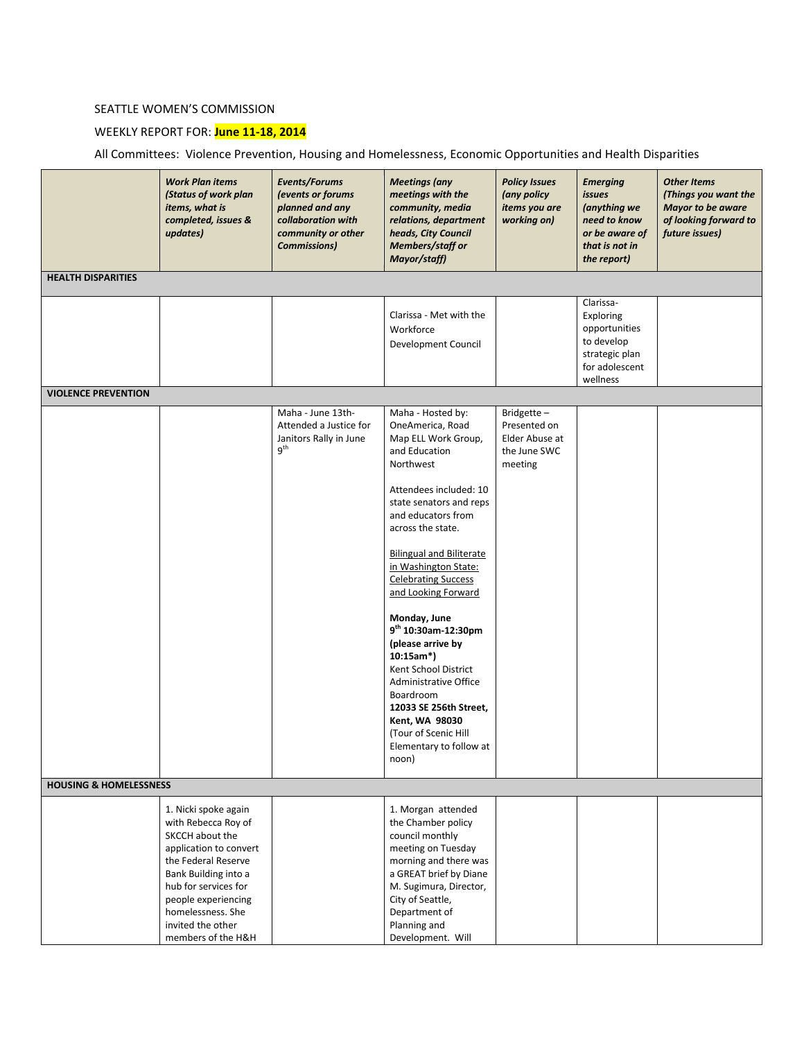SEATTLE WOMEN'S COMMISSION

WEEKLY REPORT FOR: **June 11-18, 2014**

All Committees: Violence Prevention, Housing and Homelessness, Economic Opportunities and Health Disparities

| | ***Work Plan items (Status of work plan items, what is completed, issues & updates)*** | ***Events/Forums (events or forums planned and any collaboration with community or other Commissions)*** | ***Meetings (any meetings with the community, media relations, department heads, City Council Members/staff or Mayor/staff)*** | ***Policy Issues (any policy items you are working on)*** | ***Emerging issues (anything we need to know or be aware of that is not in the report)*** | ***Other Items (Things you want the Mayor to be aware of looking forward to future issues)*** |
|---|---|---|---|---|---|---|
| **HEALTH DISPARITIES** | | | | | | |
| | | | Clarissa - Met with the Workforce Development Council | | Clarissa- Exploring opportunities to develop strategic plan for adolescent wellness | |
| **VIOLENCE PREVENTION** | | | | | | |
| | | Maha - June 13th- Attended a Justice for Janitors Rally in June 9th | Maha - Hosted by: OneAmerica, Road Map ELL Work Group, and Education Northwest<br><br>Attendees included: 10 state senators and reps and educators from across the state.<br><br>Bilingual and Biliterate in Washington State: Celebrating Success and Looking Forward<br><br>**Monday, June 9th 10:30am-12:30pm (please arrive by 10:15am\*)** Kent School District Administrative Office Boardroom **12033 SE 256th Street, Kent, WA 98030** (Tour of Scenic Hill Elementary to follow at noon) | Bridgette – Presented on Elder Abuse at the June SWC meeting | | |
| **HOUSING & HOMELESSNESS** | | | | | | |
| | 1. Nicki spoke again with Rebecca Roy of SKCCH about the application to convert the Federal Reserve Bank Building into a hub for services for people experiencing homelessness. She invited the other members of the H&H | | 1. Morgan attended the Chamber policy council monthly meeting on Tuesday morning and there was a GREAT brief by Diane M. Sugimura, Director, City of Seattle, Department of Planning and Development. Will | | | |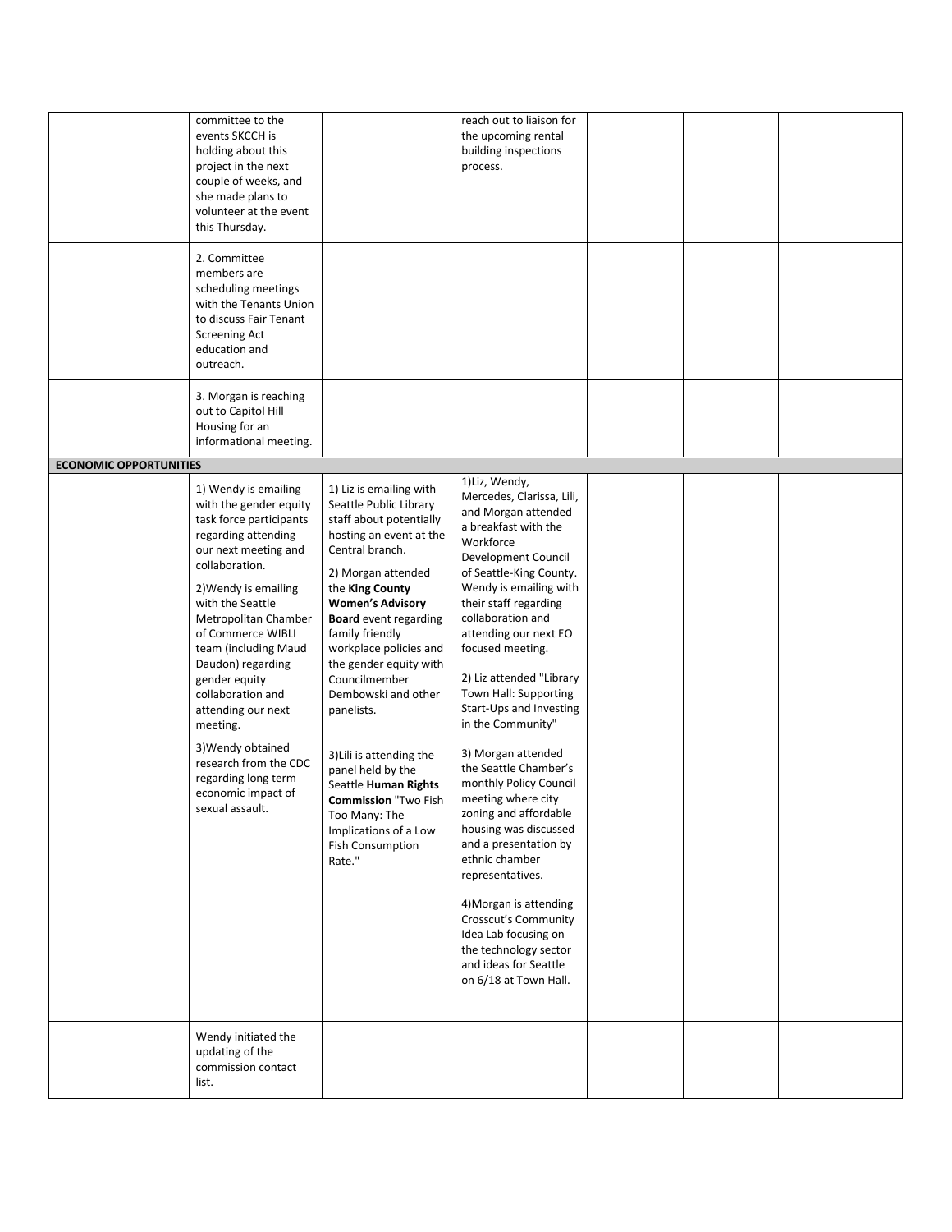| | | | | | | |
|---|---|---|---|---|---|---|
| | committee to the events SKCCH is holding about this project in the next couple of weeks, and she made plans to volunteer at the event this Thursday. | | reach out to liaison for the upcoming rental building inspections process. | | | |
| | 2. Committee members are scheduling meetings with the Tenants Union to discuss Fair Tenant Screening Act education and outreach. | | | | | |
| | 3. Morgan is reaching out to Capitol Hill Housing for an informational meeting. | | | | | |
| **ECONOMIC OPPORTUNITIES** | | | | | | |
| | 1) Wendy is emailing with the gender equity task force participants regarding attending our next meeting and collaboration.<br><br>2)Wendy is emailing with the Seattle Metropolitan Chamber of Commerce WIBLI team (including Maud Daudon) regarding gender equity collaboration and attending our next meeting.<br><br>3)Wendy obtained research from the CDC regarding long term economic impact of sexual assault. | 1) Liz is emailing with Seattle Public Library staff about potentially hosting an event at the Central branch.<br><br>2) Morgan attended the **King County Women's Advisory Board** event regarding family friendly workplace policies and the gender equity with Councilmember Dembowski and other panelists.<br><br>3)Lili is attending the panel held by the Seattle **Human Rights Commission** "Two Fish Too Many: The Implications of a Low Fish Consumption Rate." | 1)Liz, Wendy, Mercedes, Clarissa, Lili, and Morgan attended a breakfast with the Workforce Development Council of Seattle-King County. Wendy is emailing with their staff regarding collaboration and attending our next EO focused meeting.<br><br>2) Liz attended "Library Town Hall: Supporting Start-Ups and Investing in the Community"<br><br>3) Morgan attended the Seattle Chamber's monthly Policy Council meeting where city zoning and affordable housing was discussed and a presentation by ethnic chamber representatives.<br><br>4)Morgan is attending Crosscut's Community Idea Lab focusing on the technology sector and ideas for Seattle on 6/18 at Town Hall. | | | |
| | Wendy initiated the updating of the commission contact list. | | | | | |